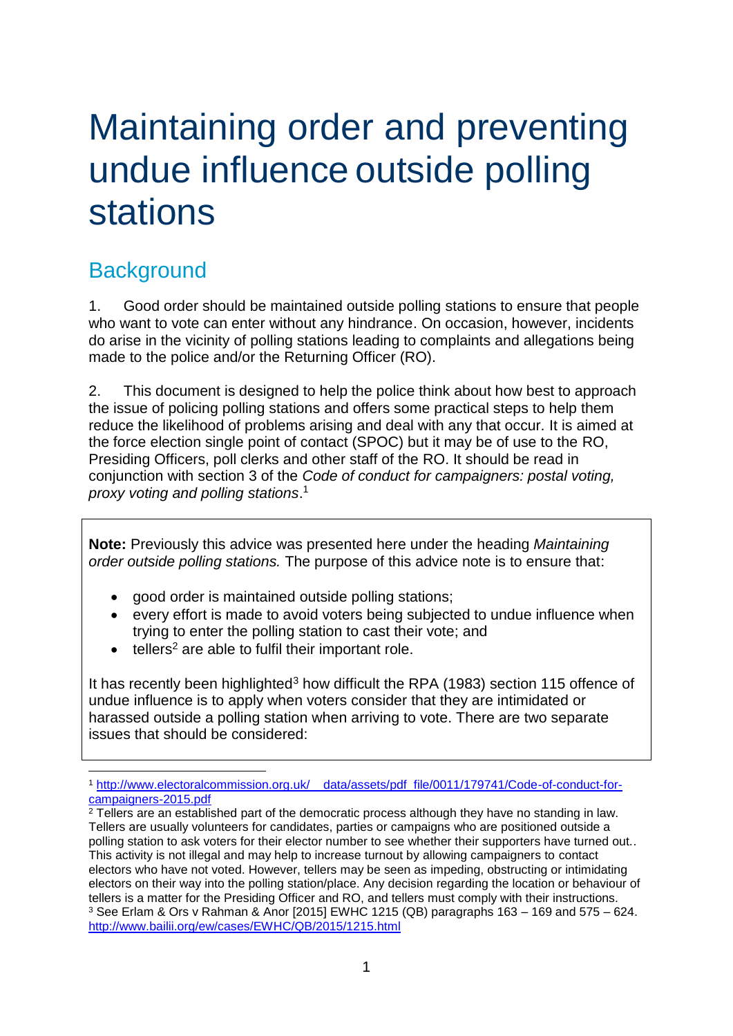# Maintaining order and preventing undue influence outside polling stations

## Background

1. Good order should be maintained outside polling stations to ensure that people who want to vote can enter without any hindrance. On occasion, however, incidents do arise in the vicinity of polling stations leading to complaints and allegations being made to the police and/or the Returning Officer (RO).

2. This document is designed to help the police think about how best to approach the issue of policing polling stations and offers some practical steps to help them reduce the likelihood of problems arising and deal with any that occur. It is aimed at the force election single point of contact (SPOC) but it may be of use to the RO, Presiding Officers, poll clerks and other staff of the RO. It should be read in conjunction with section 3 of the *Code of conduct for campaigners: postal voting, proxy voting and polling stations*.[1]

**Note:** Previously this advice was presented here under the heading *Maintaining order outside polling stations.* The purpose of this advice note is to ensure that:

- good order is maintained outside polling stations;
- every effort is made to avoid voters being subjected to undue influence when trying to enter the polling station to cast their vote; and
- tellers[2] are able to fulfil their important role.

It has recently been highlighted[3] how difficult the RPA (1983) section 115 offence of undue influence is to apply when voters consider that they are intimidated or harassed outside a polling station when arriving to vote. There are two separate issues that should be considered:

---

[1] http://www.electoralcommission.org.uk/__data/assets/pdf_file/0011/179741/Code-of-conduct-for-campaigners-2015.pdf

[2] Tellers are an established part of the democratic process although they have no standing in law. Tellers are usually volunteers for candidates, parties or campaigns who are positioned outside a polling station to ask voters for their elector number to see whether their supporters have turned out.. This activity is not illegal and may help to increase turnout by allowing campaigners to contact electors who have not voted. However, tellers may be seen as impeding, obstructing or intimidating electors on their way into the polling station/place. Any decision regarding the location or behaviour of tellers is a matter for the Presiding Officer and RO, and tellers must comply with their instructions.

[3] See Erlam & Ors v Rahman & Anor [2015] EWHC 1215 (QB) paragraphs 163 – 169 and 575 – 624. http://www.bailii.org/ew/cases/EWHC/QB/2015/1215.html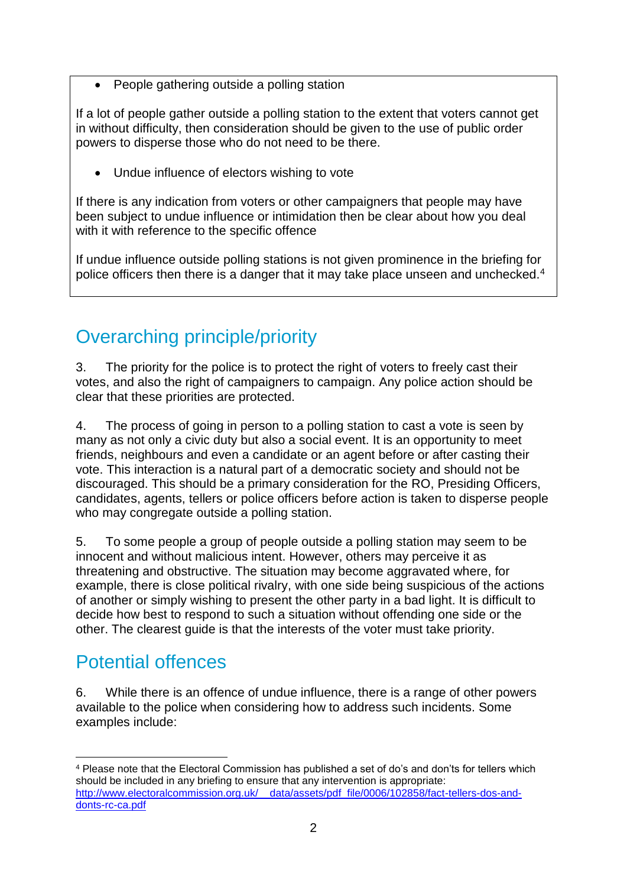- People gathering outside a polling station

If a lot of people gather outside a polling station to the extent that voters cannot get in without difficulty, then consideration should be given to the use of public order powers to disperse those who do not need to be there.

- Undue influence of electors wishing to vote

If there is any indication from voters or other campaigners that people may have been subject to undue influence or intimidation then be clear about how you deal with it with reference to the specific offence

If undue influence outside polling stations is not given prominence in the briefing for police officers then there is a danger that it may take place unseen and unchecked.[4]

## Overarching principle/priority

3. The priority for the police is to protect the right of voters to freely cast their votes, and also the right of campaigners to campaign. Any police action should be clear that these priorities are protected.

4. The process of going in person to a polling station to cast a vote is seen by many as not only a civic duty but also a social event. It is an opportunity to meet friends, neighbours and even a candidate or an agent before or after casting their vote. This interaction is a natural part of a democratic society and should not be discouraged. This should be a primary consideration for the RO, Presiding Officers, candidates, agents, tellers or police officers before action is taken to disperse people who may congregate outside a polling station.

5. To some people a group of people outside a polling station may seem to be innocent and without malicious intent. However, others may perceive it as threatening and obstructive. The situation may become aggravated where, for example, there is close political rivalry, with one side being suspicious of the actions of another or simply wishing to present the other party in a bad light. It is difficult to decide how best to respond to such a situation without offending one side or the other. The clearest guide is that the interests of the voter must take priority.

## Potential offences

6. While there is an offence of undue influence, there is a range of other powers available to the police when considering how to address such incidents. Some examples include:

---

[4] Please note that the Electoral Commission has published a set of do's and don'ts for tellers which should be included in any briefing to ensure that any intervention is appropriate: http://www.electoralcommission.org.uk/__data/assets/pdf_file/0006/102858/fact-tellers-dos-and-donts-rc-ca.pdf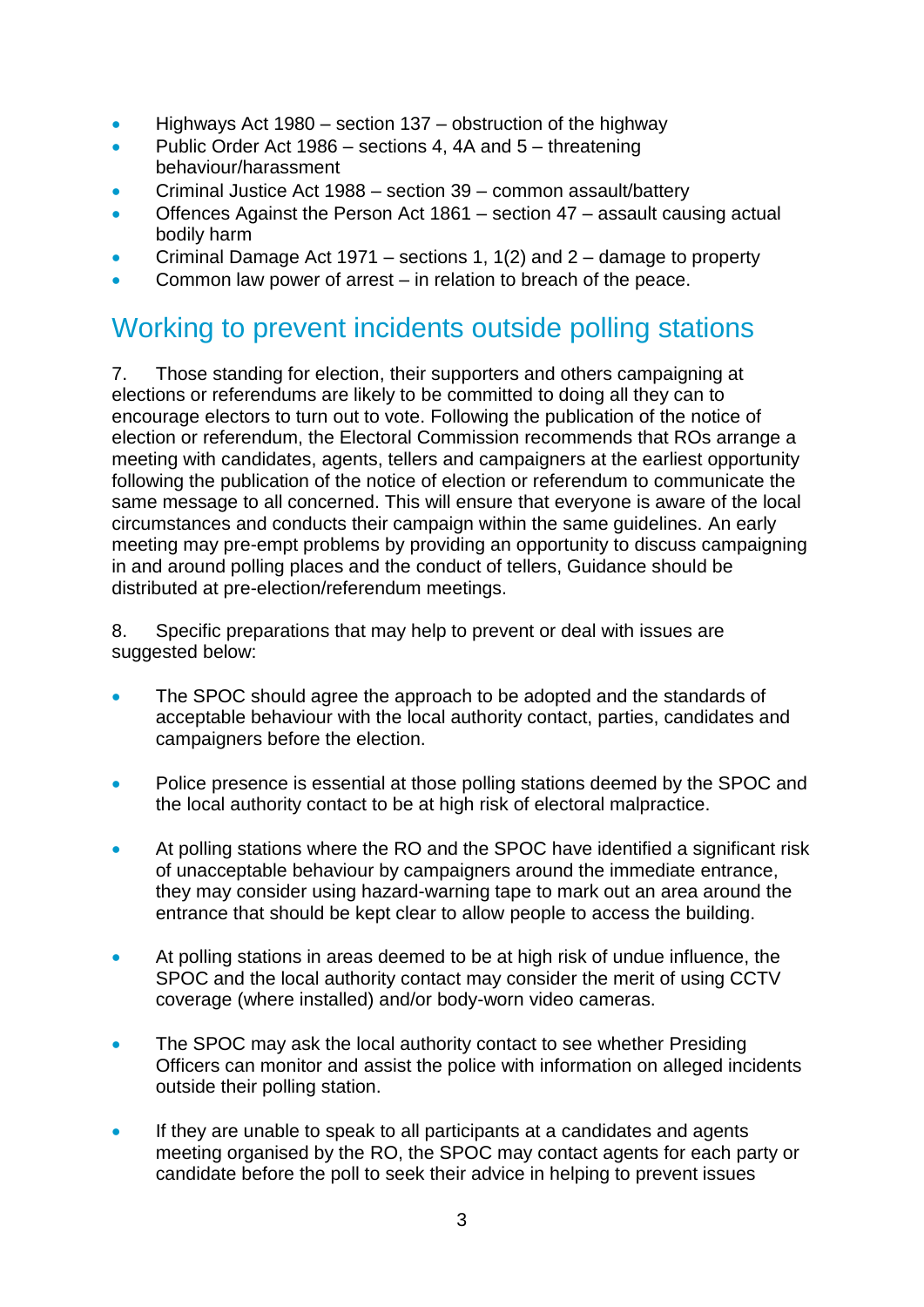- Highways Act 1980 – section 137 – obstruction of the highway
- Public Order Act 1986 – sections 4, 4A and 5 – threatening behaviour/harassment
- Criminal Justice Act 1988 – section 39 – common assault/battery
- Offences Against the Person Act 1861 – section 47 – assault causing actual bodily harm
- Criminal Damage Act 1971 – sections 1, 1(2) and 2 – damage to property
- Common law power of arrest – in relation to breach of the peace.

## Working to prevent incidents outside polling stations

7. Those standing for election, their supporters and others campaigning at elections or referendums are likely to be committed to doing all they can to encourage electors to turn out to vote. Following the publication of the notice of election or referendum, the Electoral Commission recommends that ROs arrange a meeting with candidates, agents, tellers and campaigners at the earliest opportunity following the publication of the notice of election or referendum to communicate the same message to all concerned. This will ensure that everyone is aware of the local circumstances and conducts their campaign within the same guidelines. An early meeting may pre-empt problems by providing an opportunity to discuss campaigning in and around polling places and the conduct of tellers, Guidance should be distributed at pre-election/referendum meetings.

8. Specific preparations that may help to prevent or deal with issues are suggested below:

- The SPOC should agree the approach to be adopted and the standards of acceptable behaviour with the local authority contact, parties, candidates and campaigners before the election.

- Police presence is essential at those polling stations deemed by the SPOC and the local authority contact to be at high risk of electoral malpractice.

- At polling stations where the RO and the SPOC have identified a significant risk of unacceptable behaviour by campaigners around the immediate entrance, they may consider using hazard-warning tape to mark out an area around the entrance that should be kept clear to allow people to access the building.

- At polling stations in areas deemed to be at high risk of undue influence, the SPOC and the local authority contact may consider the merit of using CCTV coverage (where installed) and/or body-worn video cameras.

- The SPOC may ask the local authority contact to see whether Presiding Officers can monitor and assist the police with information on alleged incidents outside their polling station.

- If they are unable to speak to all participants at a candidates and agents meeting organised by the RO, the SPOC may contact agents for each party or candidate before the poll to seek their advice in helping to prevent issues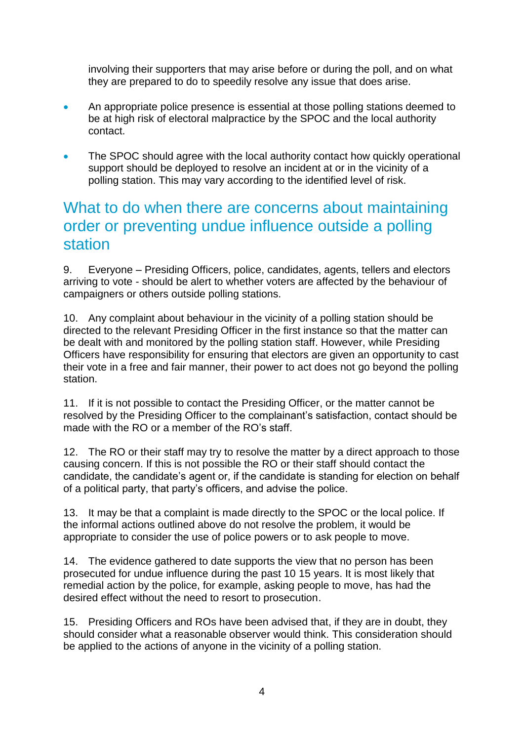involving their supporters that may arise before or during the poll, and on what they are prepared to do to speedily resolve any issue that does arise.

- An appropriate police presence is essential at those polling stations deemed to be at high risk of electoral malpractice by the SPOC and the local authority contact.
- The SPOC should agree with the local authority contact how quickly operational support should be deployed to resolve an incident at or in the vicinity of a polling station. This may vary according to the identified level of risk.

## What to do when there are concerns about maintaining order or preventing undue influence outside a polling station

9. Everyone – Presiding Officers, police, candidates, agents, tellers and electors arriving to vote - should be alert to whether voters are affected by the behaviour of campaigners or others outside polling stations.

10. Any complaint about behaviour in the vicinity of a polling station should be directed to the relevant Presiding Officer in the first instance so that the matter can be dealt with and monitored by the polling station staff. However, while Presiding Officers have responsibility for ensuring that electors are given an opportunity to cast their vote in a free and fair manner, their power to act does not go beyond the polling station.

11. If it is not possible to contact the Presiding Officer, or the matter cannot be resolved by the Presiding Officer to the complainant's satisfaction, contact should be made with the RO or a member of the RO's staff.

12. The RO or their staff may try to resolve the matter by a direct approach to those causing concern. If this is not possible the RO or their staff should contact the candidate, the candidate's agent or, if the candidate is standing for election on behalf of a political party, that party's officers, and advise the police.

13. It may be that a complaint is made directly to the SPOC or the local police. If the informal actions outlined above do not resolve the problem, it would be appropriate to consider the use of police powers or to ask people to move.

14. The evidence gathered to date supports the view that no person has been prosecuted for undue influence during the past 10 15 years. It is most likely that remedial action by the police, for example, asking people to move, has had the desired effect without the need to resort to prosecution.

15. Presiding Officers and ROs have been advised that, if they are in doubt, they should consider what a reasonable observer would think. This consideration should be applied to the actions of anyone in the vicinity of a polling station.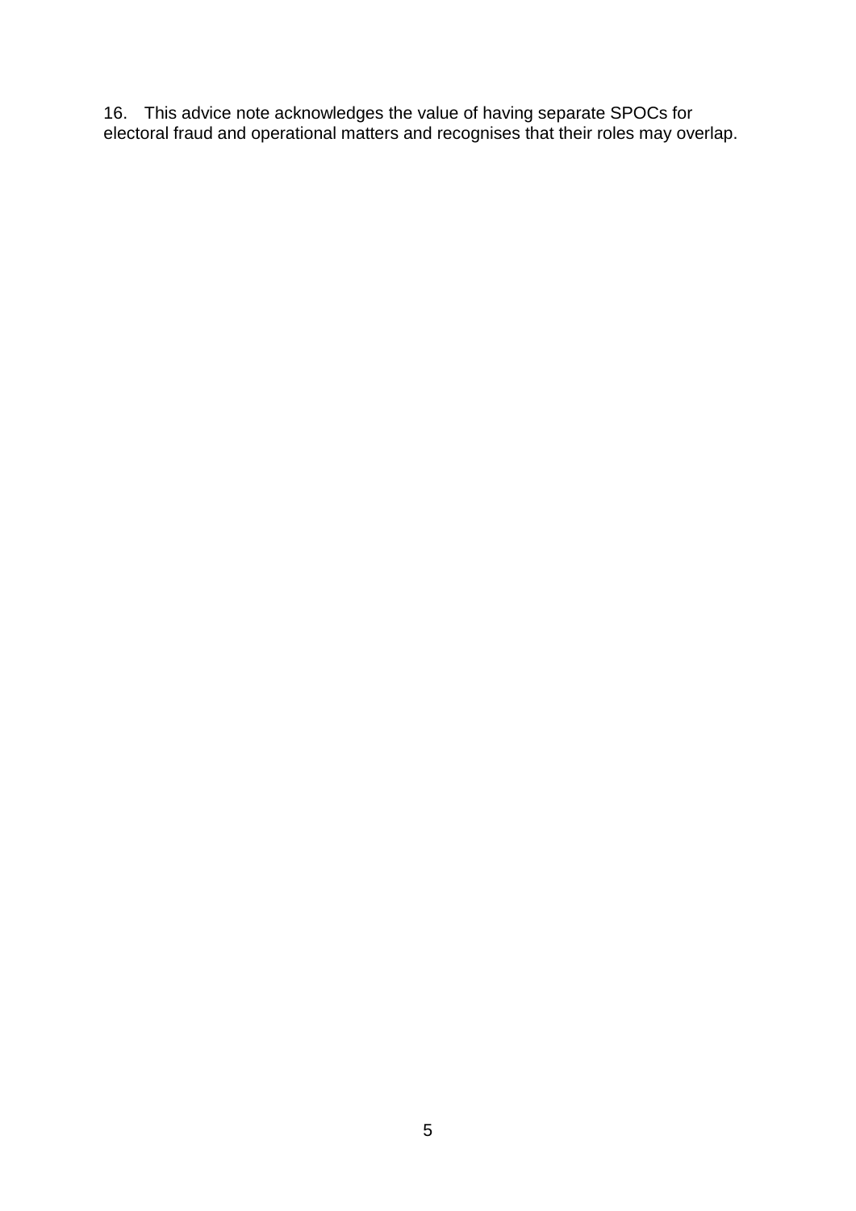16. This advice note acknowledges the value of having separate SPOCs for electoral fraud and operational matters and recognises that their roles may overlap.